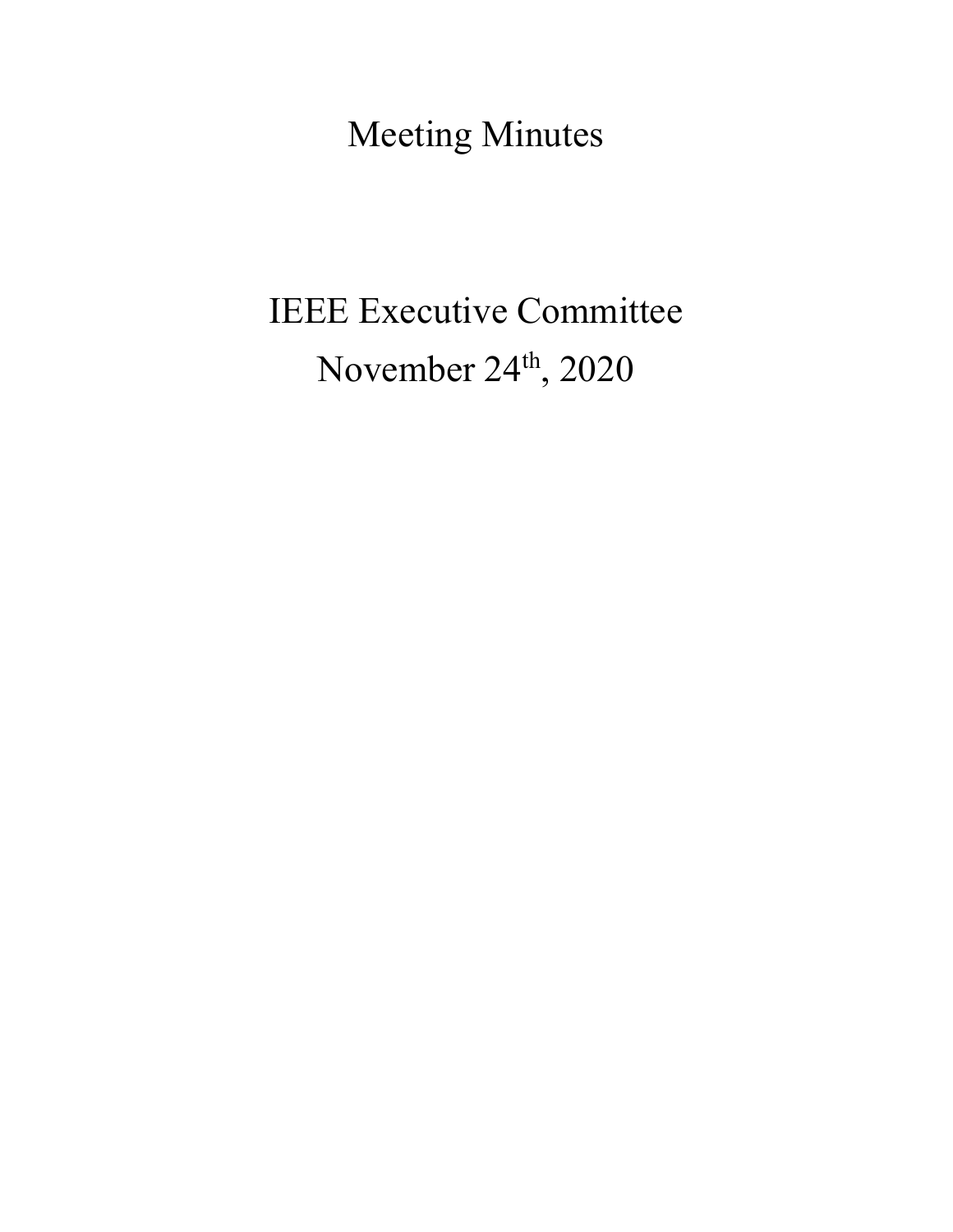# Meeting Minutes

# IEEE Executive Committee

November 24th, 2020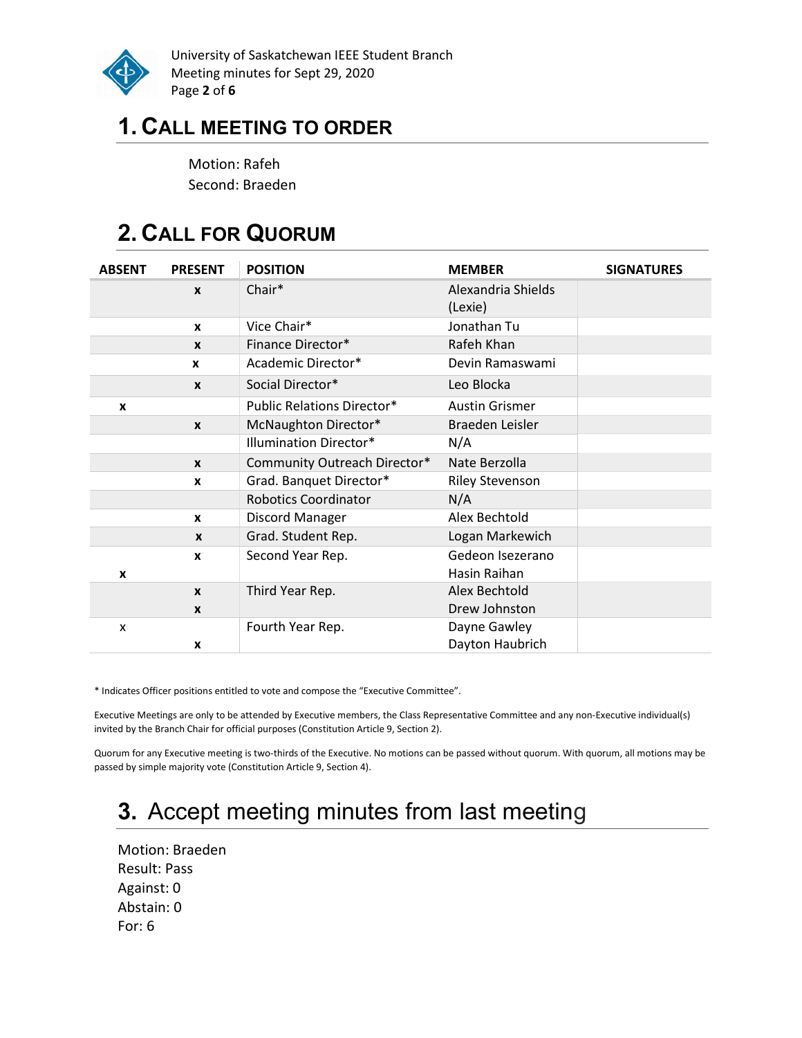# 1. Call Meeting to Order

Motion: Rafeh
Second: Braeden

# 2. Call for Quorum

| ABSENT | PRESENT | POSITION | MEMBER | SIGNATURES |
|---|---|---|---|---|
| | x | Chair* | Alexandria Shields (Lexie) | |
| | x | Vice Chair* | Jonathan Tu | |
| | x | Finance Director* | Rafeh Khan | |
| | x | Academic Director* | Devin Ramaswami | |
| | x | Social Director* | Leo Blocka | |
| x | | Public Relations Director* | Austin Grismer | |
| | x | McNaughton Director* | Braeden Leisler | |
| | | Illumination Director* | N/A | |
| | x | Community Outreach Director* | Nate Berzolla | |
| | x | Grad. Banquet Director* | Riley Stevenson | |
| | | Robotics Coordinator | N/A | |
| | x | Discord Manager | Alex Bechtold | |
| | x | Grad. Student Rep. | Logan Markewich | |
| | x | Second Year Rep. | Gedeon Isezerano | |
| x | | | Hasin Raihan | |
| | x | Third Year Rep. | Alex Bechtold | |
| | x | | Drew Johnston | |
| x | | Fourth Year Rep. | Dayne Gawley | |
| | x | | Dayton Haubrich | |

* Indicates Officer positions entitled to vote and compose the "Executive Committee".

Executive Meetings are only to be attended by Executive members, the Class Representative Committee and any non-Executive individual(s) invited by the Branch Chair for official purposes (Constitution Article 9, Section 2).

Quorum for any Executive meeting is two-thirds of the Executive. No motions can be passed without quorum. With quorum, all motions may be passed by simple majority vote (Constitution Article 9, Section 4).

# 3. Accept meeting minutes from last meeting

Motion: Braeden
Result: Pass
Against: 0
Abstain: 0
For: 6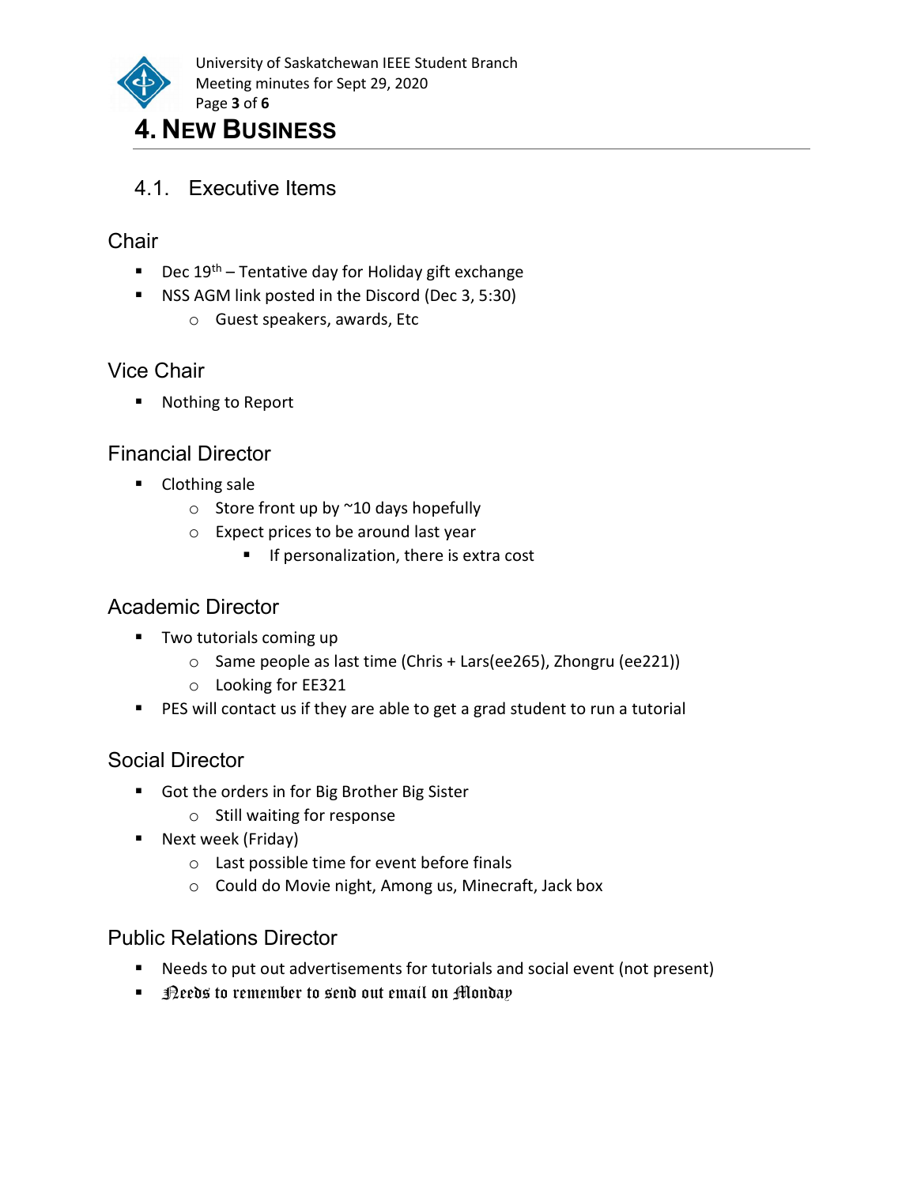# 4. New Business

## 4.1. Executive Items

### Chair

- Dec 19th – Tentative day for Holiday gift exchange
- NSS AGM link posted in the Discord (Dec 3, 5:30)
    - Guest speakers, awards, Etc

### Vice Chair

- Nothing to Report

### Financial Director

- Clothing sale
    - Store front up by ~10 days hopefully
    - Expect prices to be around last year
        - If personalization, there is extra cost

### Academic Director

- Two tutorials coming up
    - Same people as last time (Chris + Lars(ee265), Zhongru (ee221))
    - Looking for EE321
- PES will contact us if they are able to get a grad student to run a tutorial

### Social Director

- Got the orders in for Big Brother Big Sister
    - Still waiting for response
- Next week (Friday)
    - Last possible time for event before finals
    - Could do Movie night, Among us, Minecraft, Jack box

### Public Relations Director

- Needs to put out advertisements for tutorials and social event (not present)
- Needs to remember to send out email on Monday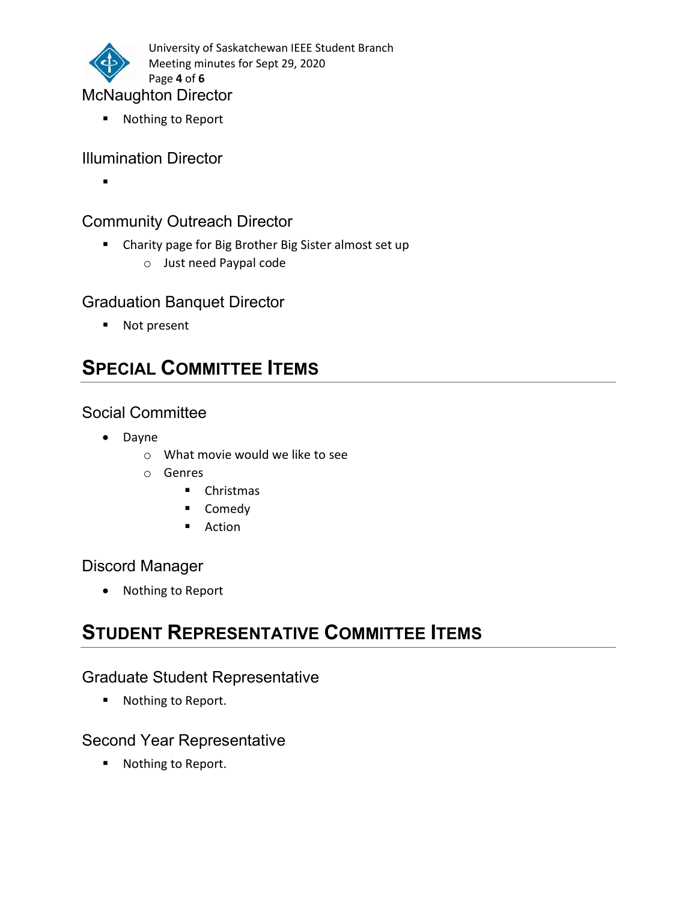### McNaughton Director

- Nothing to Report

### Illumination Director

-

### Community Outreach Director

- Charity page for Big Brother Big Sister almost set up
    - Just need Paypal code

### Graduation Banquet Director

- Not present

## SPECIAL COMMITTEE ITEMS

### Social Committee

- Dayne
    - What movie would we like to see
    - Genres
        - Christmas
        - Comedy
        - Action

### Discord Manager

- Nothing to Report

## STUDENT REPRESENTATIVE COMMITTEE ITEMS

### Graduate Student Representative

- Nothing to Report.

### Second Year Representative

- Nothing to Report.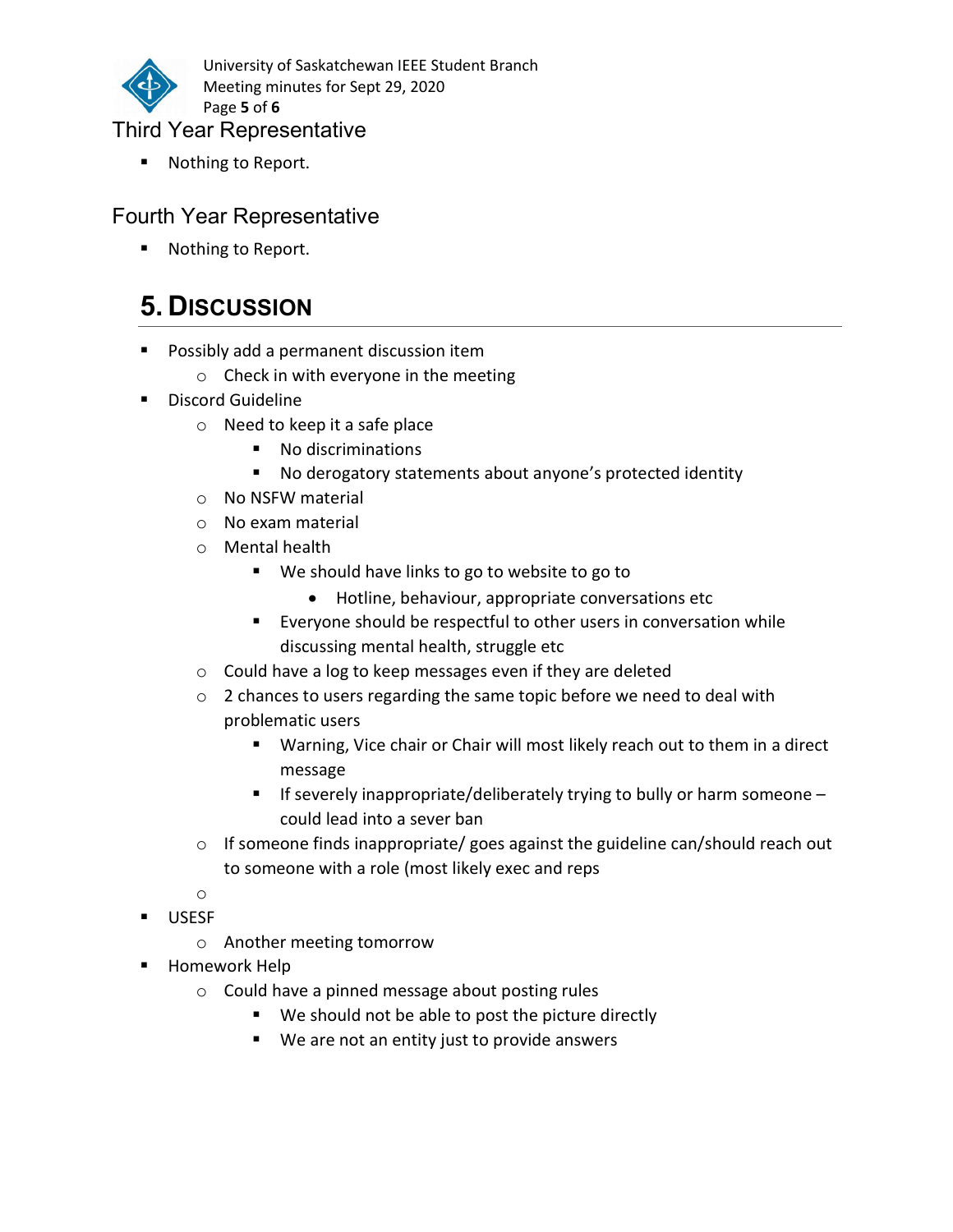### Third Year Representative

- Nothing to Report.

### Fourth Year Representative

- Nothing to Report.

## 5. Discussion

- Possibly add a permanent discussion item
  - Check in with everyone in the meeting
- Discord Guideline
  - Need to keep it a safe place
    - No discriminations
    - No derogatory statements about anyone's protected identity
  - No NSFW material
  - No exam material
  - Mental health
    - We should have links to go to website to go to
      - Hotline, behaviour, appropriate conversations etc
    - Everyone should be respectful to other users in conversation while discussing mental health, struggle etc
  - Could have a log to keep messages even if they are deleted
  - 2 chances to users regarding the same topic before we need to deal with problematic users
    - Warning, Vice chair or Chair will most likely reach out to them in a direct message
    - If severely inappropriate/deliberately trying to bully or harm someone – could lead into a sever ban
  - If someone finds inappropriate/ goes against the guideline can/should reach out to someone with a role (most likely exec and reps
  - 
- USESF
  - Another meeting tomorrow
- Homework Help
  - Could have a pinned message about posting rules
    - We should not be able to post the picture directly
    - We are not an entity just to provide answers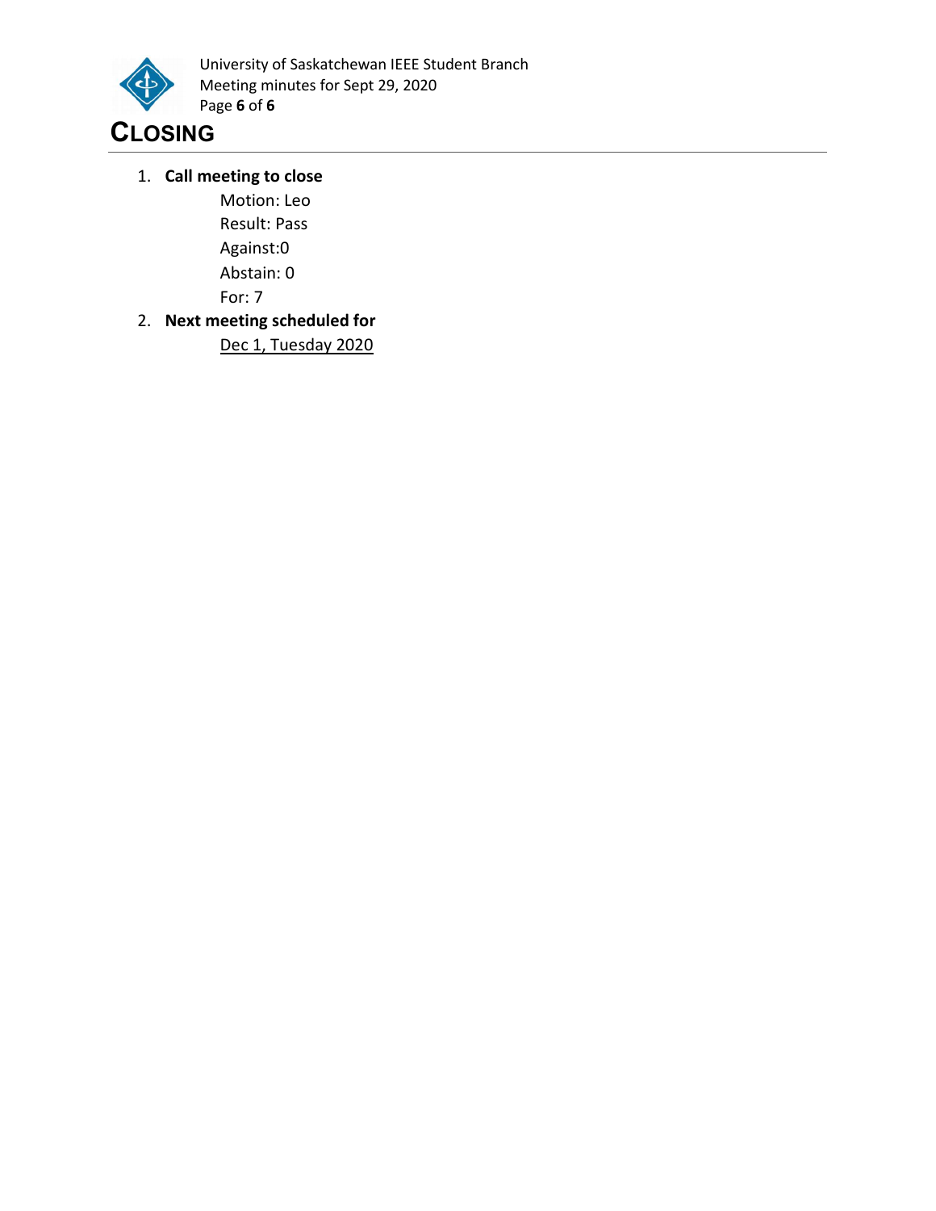## Closing

1. **Call meeting to close**

   Motion: Leo

   Result: Pass

   Against:0

   Abstain: 0

   For: 7

2. **Next meeting scheduled for**

   Dec 1, Tuesday 2020